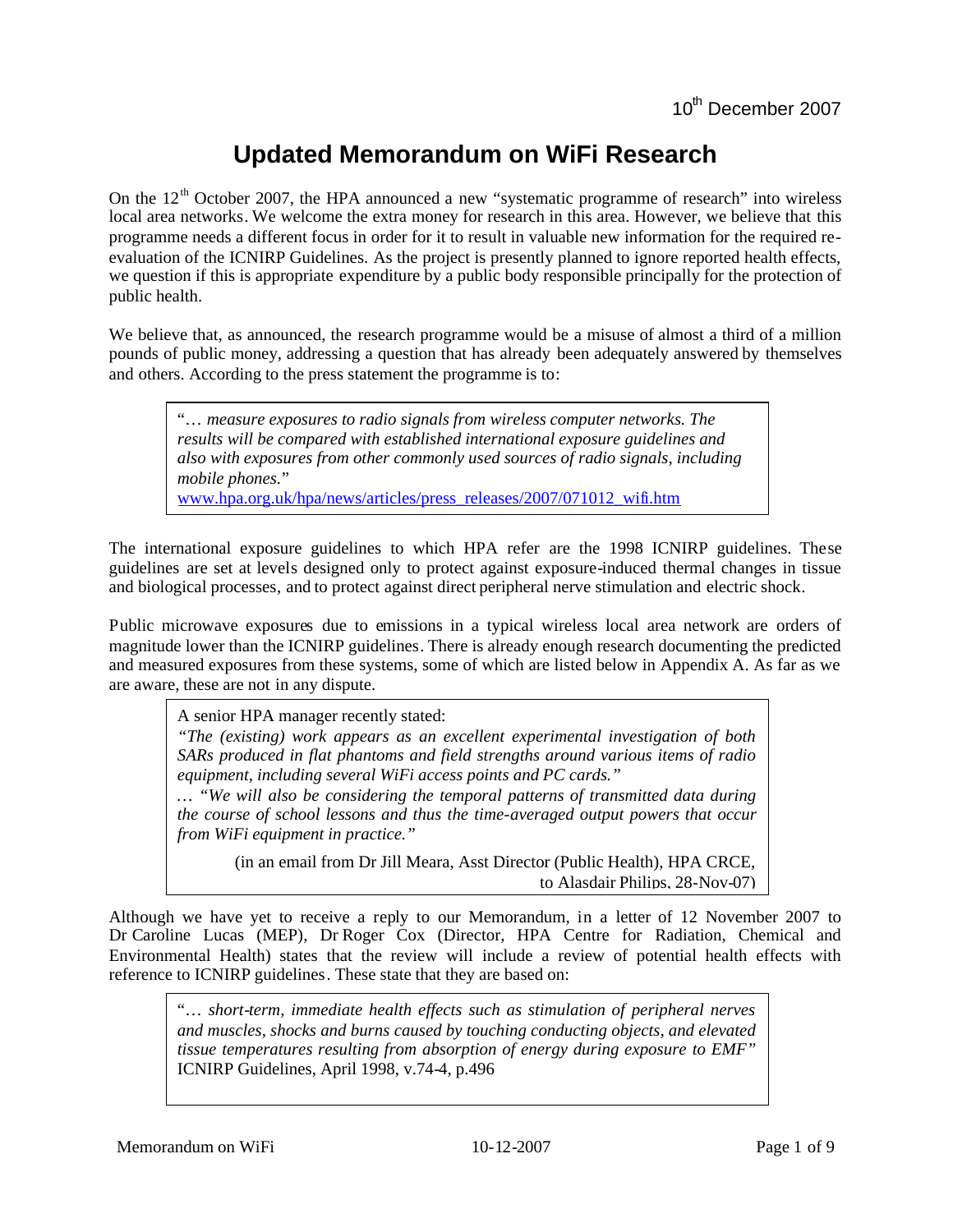10th December 2007

# Updated Memorandum on WiFi Research

On the 12th October 2007, the HPA announced a new "systematic programme of research" into wireless local area networks. We welcome the extra money for research in this area. However, we believe that this programme needs a different focus in order for it to result in valuable new information for the required re-evaluation of the ICNIRP Guidelines. As the project is presently planned to ignore reported health effects, we question if this is appropriate expenditure by a public body responsible principally for the protection of public health.

We believe that, as announced, the research programme would be a misuse of almost a third of a million pounds of public money, addressing a question that has already been adequately answered by themselves and others. According to the press statement the programme is to:

> "*… measure exposures to radio signals from wireless computer networks. The results will be compared with established international exposure guidelines and also with exposures from other commonly used sources of radio signals, including mobile phones.*"
> www.hpa.org.uk/hpa/news/articles/press_releases/2007/071012_wifi.htm

The international exposure guidelines to which HPA refer are the 1998 ICNIRP guidelines. These guidelines are set at levels designed only to protect against exposure-induced thermal changes in tissue and biological processes, and to protect against direct peripheral nerve stimulation and electric shock.

Public microwave exposures due to emissions in a typical wireless local area network are orders of magnitude lower than the ICNIRP guidelines. There is already enough research documenting the predicted and measured exposures from these systems, some of which are listed below in Appendix A. As far as we are aware, these are not in any dispute.

> A senior HPA manager recently stated:
> *"The (existing) work appears as an excellent experimental investigation of both SARs produced in flat phantoms and field strengths around various items of radio equipment, including several WiFi access points and PC cards."*
> … *"We will also be considering the temporal patterns of transmitted data during the course of school lessons and thus the time-averaged output powers that occur from WiFi equipment in practice."*
>
> (in an email from Dr Jill Meara, Asst Director (Public Health), HPA CRCE, to Alasdair Philips, 28-Nov-07)

Although we have yet to receive a reply to our Memorandum, in a letter of 12 November 2007 to Dr Caroline Lucas (MEP), Dr Roger Cox (Director, HPA Centre for Radiation, Chemical and Environmental Health) states that the review will include a review of potential health effects with reference to ICNIRP guidelines. These state that they are based on:

> "*… short-term, immediate health effects such as stimulation of peripheral nerves and muscles, shocks and burns caused by touching conducting objects, and elevated tissue temperatures resulting from absorption of energy during exposure to EMF"*
> ICNIRP Guidelines, April 1998, v.74-4, p.496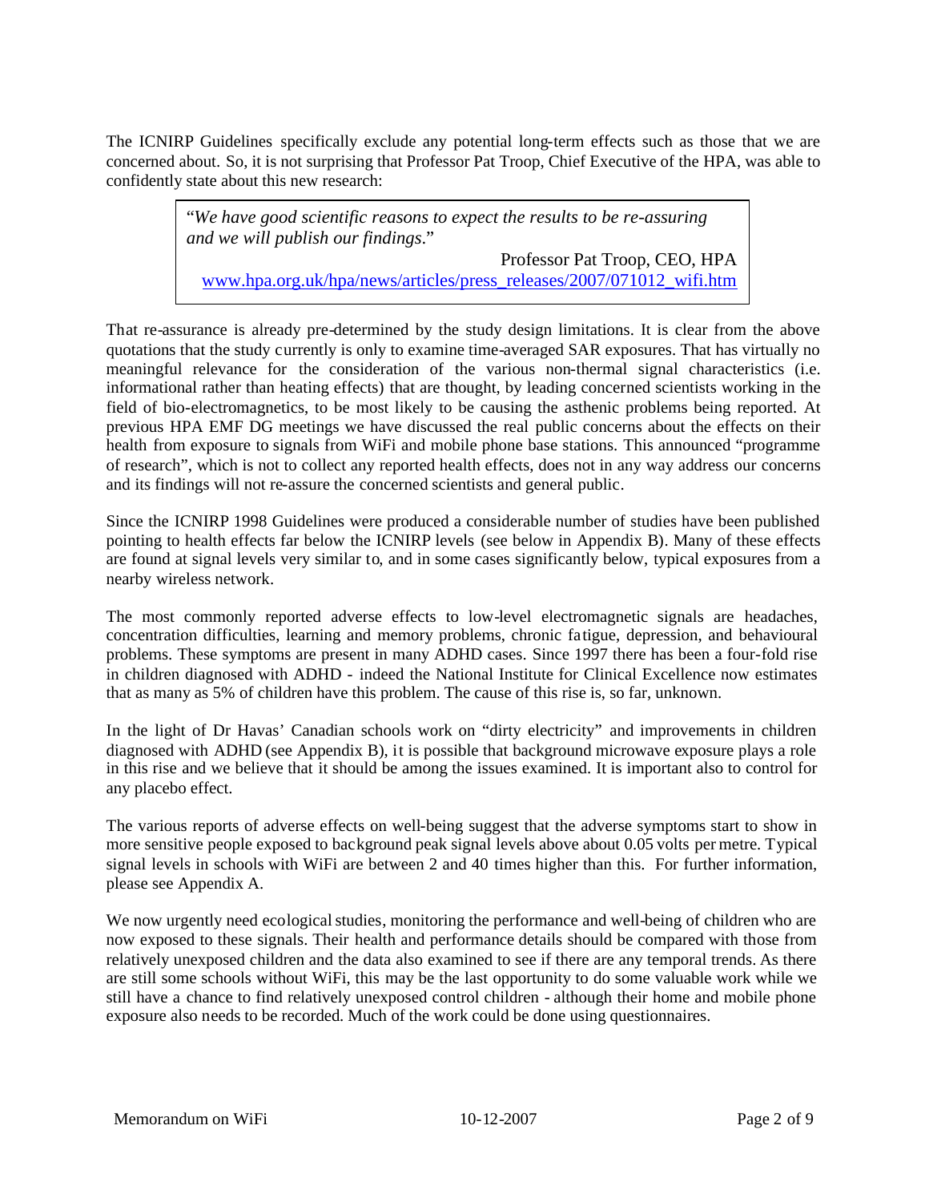The ICNIRP Guidelines specifically exclude any potential long-term effects such as those that we are concerned about. So, it is not surprising that Professor Pat Troop, Chief Executive of the HPA, was able to confidently state about this new research:

> "*We have good scientific reasons to expect the results to be re-assuring and we will publish our findings*."
>
> Professor Pat Troop, CEO, HPA
> www.hpa.org.uk/hpa/news/articles/press_releases/2007/071012_wifi.htm

That re-assurance is already pre-determined by the study design limitations. It is clear from the above quotations that the study currently is only to examine time-averaged SAR exposures. That has virtually no meaningful relevance for the consideration of the various non-thermal signal characteristics (i.e. informational rather than heating effects) that are thought, by leading concerned scientists working in the field of bio-electromagnetics, to be most likely to be causing the asthenic problems being reported. At previous HPA EMF DG meetings we have discussed the real public concerns about the effects on their health from exposure to signals from WiFi and mobile phone base stations. This announced "programme of research", which is not to collect any reported health effects, does not in any way address our concerns and its findings will not re-assure the concerned scientists and general public.

Since the ICNIRP 1998 Guidelines were produced a considerable number of studies have been published pointing to health effects far below the ICNIRP levels (see below in Appendix B). Many of these effects are found at signal levels very similar to, and in some cases significantly below, typical exposures from a nearby wireless network.

The most commonly reported adverse effects to low-level electromagnetic signals are headaches, concentration difficulties, learning and memory problems, chronic fatigue, depression, and behavioural problems. These symptoms are present in many ADHD cases. Since 1997 there has been a four-fold rise in children diagnosed with ADHD - indeed the National Institute for Clinical Excellence now estimates that as many as 5% of children have this problem. The cause of this rise is, so far, unknown.

In the light of Dr Havas' Canadian schools work on "dirty electricity" and improvements in children diagnosed with ADHD (see Appendix B), it is possible that background microwave exposure plays a role in this rise and we believe that it should be among the issues examined. It is important also to control for any placebo effect.

The various reports of adverse effects on well-being suggest that the adverse symptoms start to show in more sensitive people exposed to background peak signal levels above about 0.05 volts per metre. Typical signal levels in schools with WiFi are between 2 and 40 times higher than this. For further information, please see Appendix A.

We now urgently need ecological studies, monitoring the performance and well-being of children who are now exposed to these signals. Their health and performance details should be compared with those from relatively unexposed children and the data also examined to see if there are any temporal trends. As there are still some schools without WiFi, this may be the last opportunity to do some valuable work while we still have a chance to find relatively unexposed control children - although their home and mobile phone exposure also needs to be recorded. Much of the work could be done using questionnaires.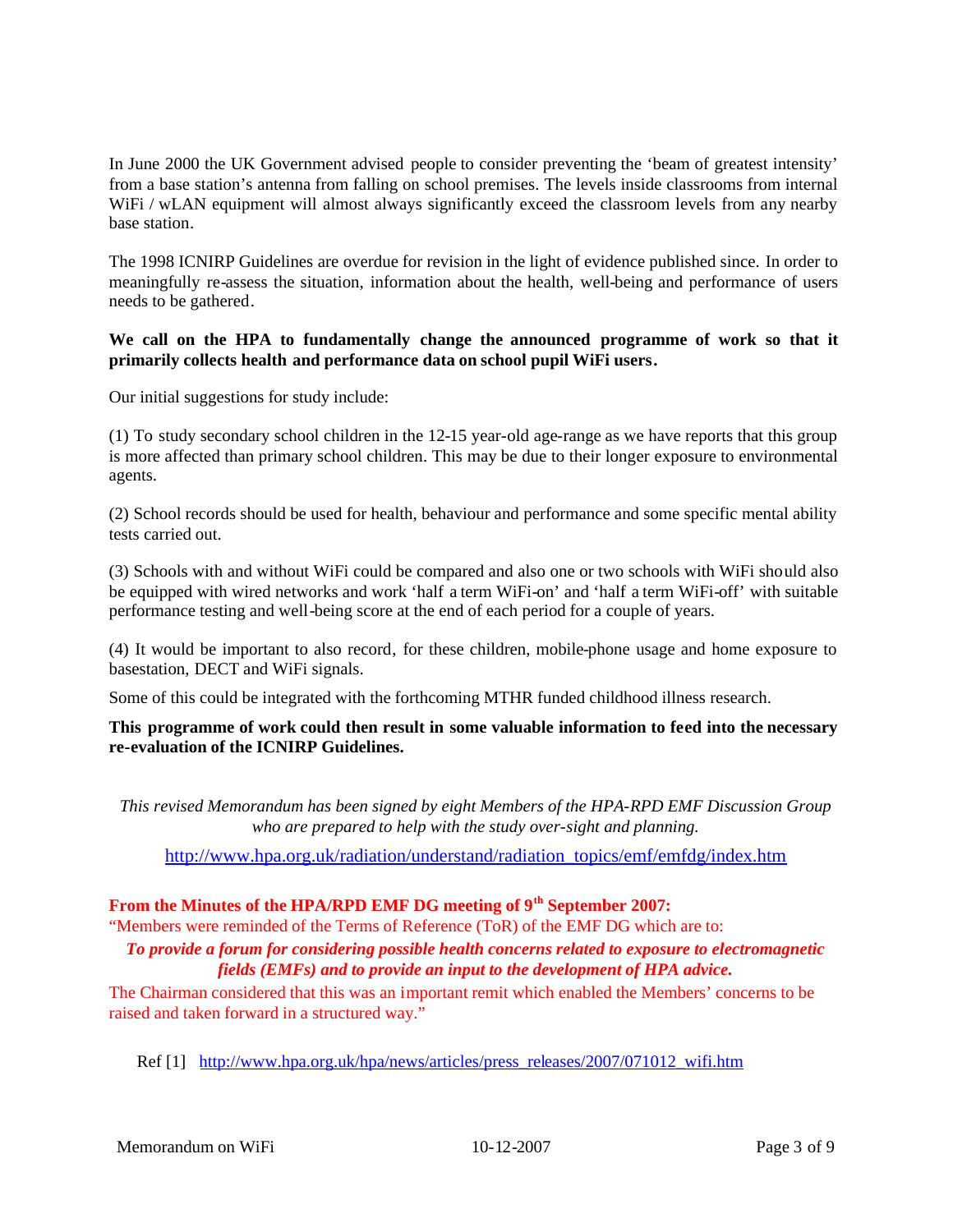In June 2000 the UK Government advised people to consider preventing the 'beam of greatest intensity' from a base station's antenna from falling on school premises. The levels inside classrooms from internal WiFi / wLAN equipment will almost always significantly exceed the classroom levels from any nearby base station.

The 1998 ICNIRP Guidelines are overdue for revision in the light of evidence published since. In order to meaningfully re-assess the situation, information about the health, well-being and performance of users needs to be gathered.

**We call on the HPA to fundamentally change the announced programme of work so that it primarily collects health and performance data on school pupil WiFi users.**

Our initial suggestions for study include:

(1) To study secondary school children in the 12-15 year-old age-range as we have reports that this group is more affected than primary school children. This may be due to their longer exposure to environmental agents.

(2) School records should be used for health, behaviour and performance and some specific mental ability tests carried out.

(3) Schools with and without WiFi could be compared and also one or two schools with WiFi should also be equipped with wired networks and work 'half a term WiFi-on' and 'half a term WiFi-off' with suitable performance testing and well-being score at the end of each period for a couple of years.

(4) It would be important to also record, for these children, mobile-phone usage and home exposure to basestation, DECT and WiFi signals.

Some of this could be integrated with the forthcoming MTHR funded childhood illness research.

**This programme of work could then result in some valuable information to feed into the necessary re-evaluation of the ICNIRP Guidelines.**

*This revised Memorandum has been signed by eight Members of the HPA-RPD EMF Discussion Group who are prepared to help with the study over-sight and planning.*

http://www.hpa.org.uk/radiation/understand/radiation_topics/emf/emfdg/index.htm

**From the Minutes of the HPA/RPD EMF DG meeting of 9th September 2007:**

"Members were reminded of the Terms of Reference (ToR) of the EMF DG which are to:

***To provide a forum for considering possible health concerns related to exposure to electromagnetic fields (EMFs) and to provide an input to the development of HPA advice.***

The Chairman considered that this was an important remit which enabled the Members' concerns to be raised and taken forward in a structured way."

Ref [1] http://www.hpa.org.uk/hpa/news/articles/press_releases/2007/071012_wifi.htm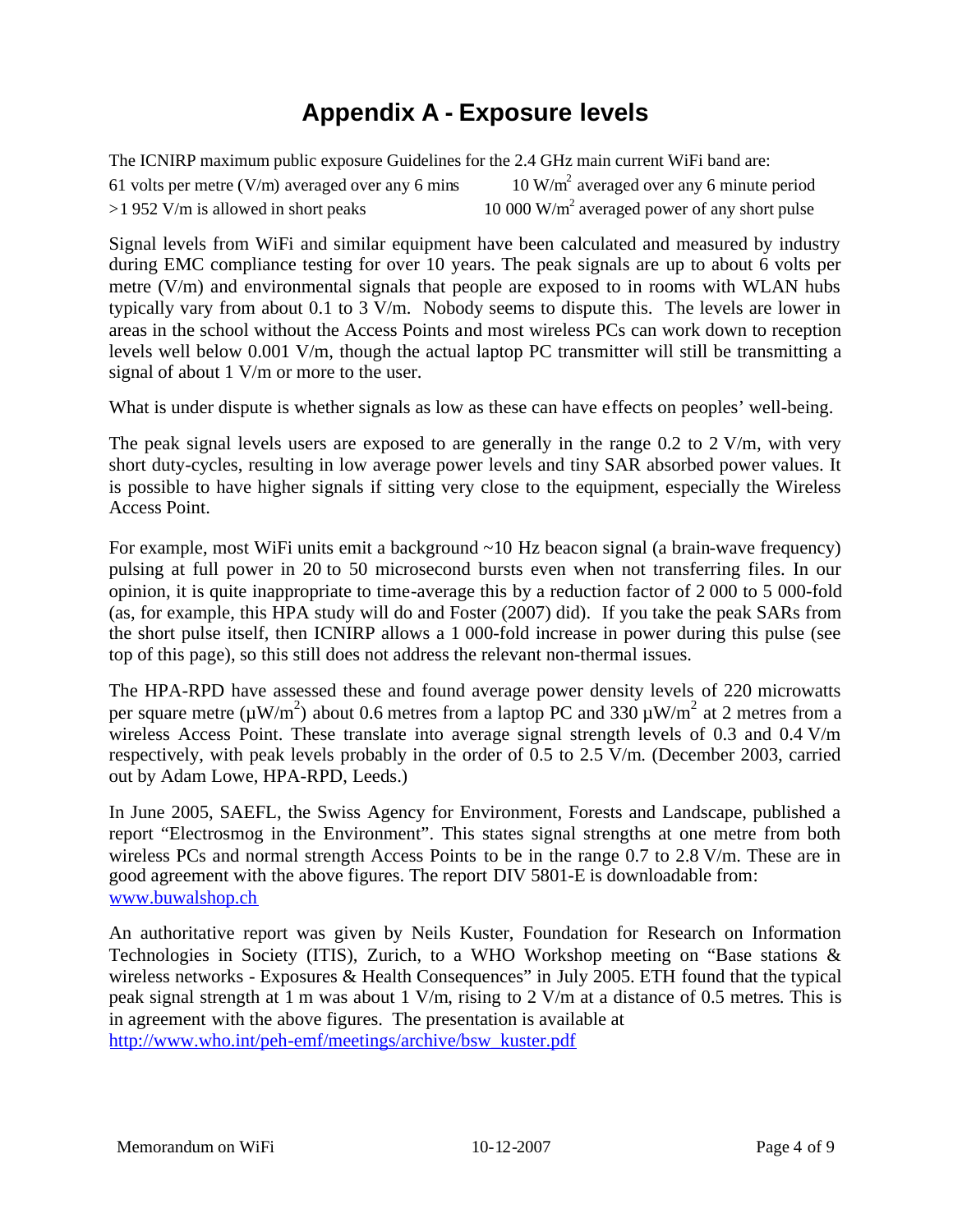# Appendix A - Exposure levels

The ICNIRP maximum public exposure Guidelines for the 2.4 GHz main current WiFi band are:

| | |
|---|---|
| 61 volts per metre (V/m) averaged over any 6 mins | 10 $W/m^2$ averaged over any 6 minute period |
| >1 952 V/m is allowed in short peaks | 10 000 $W/m^2$ averaged power of any short pulse |

Signal levels from WiFi and similar equipment have been calculated and measured by industry during EMC compliance testing for over 10 years. The peak signals are up to about 6 volts per metre (V/m) and environmental signals that people are exposed to in rooms with WLAN hubs typically vary from about 0.1 to 3 V/m. Nobody seems to dispute this. The levels are lower in areas in the school without the Access Points and most wireless PCs can work down to reception levels well below 0.001 V/m, though the actual laptop PC transmitter will still be transmitting a signal of about 1 V/m or more to the user.

What is under dispute is whether signals as low as these can have effects on peoples' well-being.

The peak signal levels users are exposed to are generally in the range 0.2 to 2 V/m, with very short duty-cycles, resulting in low average power levels and tiny SAR absorbed power values. It is possible to have higher signals if sitting very close to the equipment, especially the Wireless Access Point.

For example, most WiFi units emit a background ~10 Hz beacon signal (a brain-wave frequency) pulsing at full power in 20 to 50 microsecond bursts even when not transferring files. In our opinion, it is quite inappropriate to time-average this by a reduction factor of 2 000 to 5 000-fold (as, for example, this HPA study will do and Foster (2007) did). If you take the peak SARs from the short pulse itself, then ICNIRP allows a 1 000-fold increase in power during this pulse (see top of this page), so this still does not address the relevant non-thermal issues.

The HPA-RPD have assessed these and found average power density levels of 220 microwatts per square metre ($\mu W/m^2$) about 0.6 metres from a laptop PC and 330 $\mu W/m^2$ at 2 metres from a wireless Access Point. These translate into average signal strength levels of 0.3 and 0.4 V/m respectively, with peak levels probably in the order of 0.5 to 2.5 V/m. (December 2003, carried out by Adam Lowe, HPA-RPD, Leeds.)

In June 2005, SAEFL, the Swiss Agency for Environment, Forests and Landscape, published a report "Electrosmog in the Environment". This states signal strengths at one metre from both wireless PCs and normal strength Access Points to be in the range 0.7 to 2.8 V/m. These are in good agreement with the above figures. The report DIV 5801-E is downloadable from: www.buwalshop.ch

An authoritative report was given by Neils Kuster, Foundation for Research on Information Technologies in Society (ITIS), Zurich, to a WHO Workshop meeting on "Base stations & wireless networks - Exposures & Health Consequences" in July 2005. ETH found that the typical peak signal strength at 1 m was about 1 V/m, rising to 2 V/m at a distance of 0.5 metres. This is in agreement with the above figures. The presentation is available at http://www.who.int/peh-emf/meetings/archive/bsw_kuster.pdf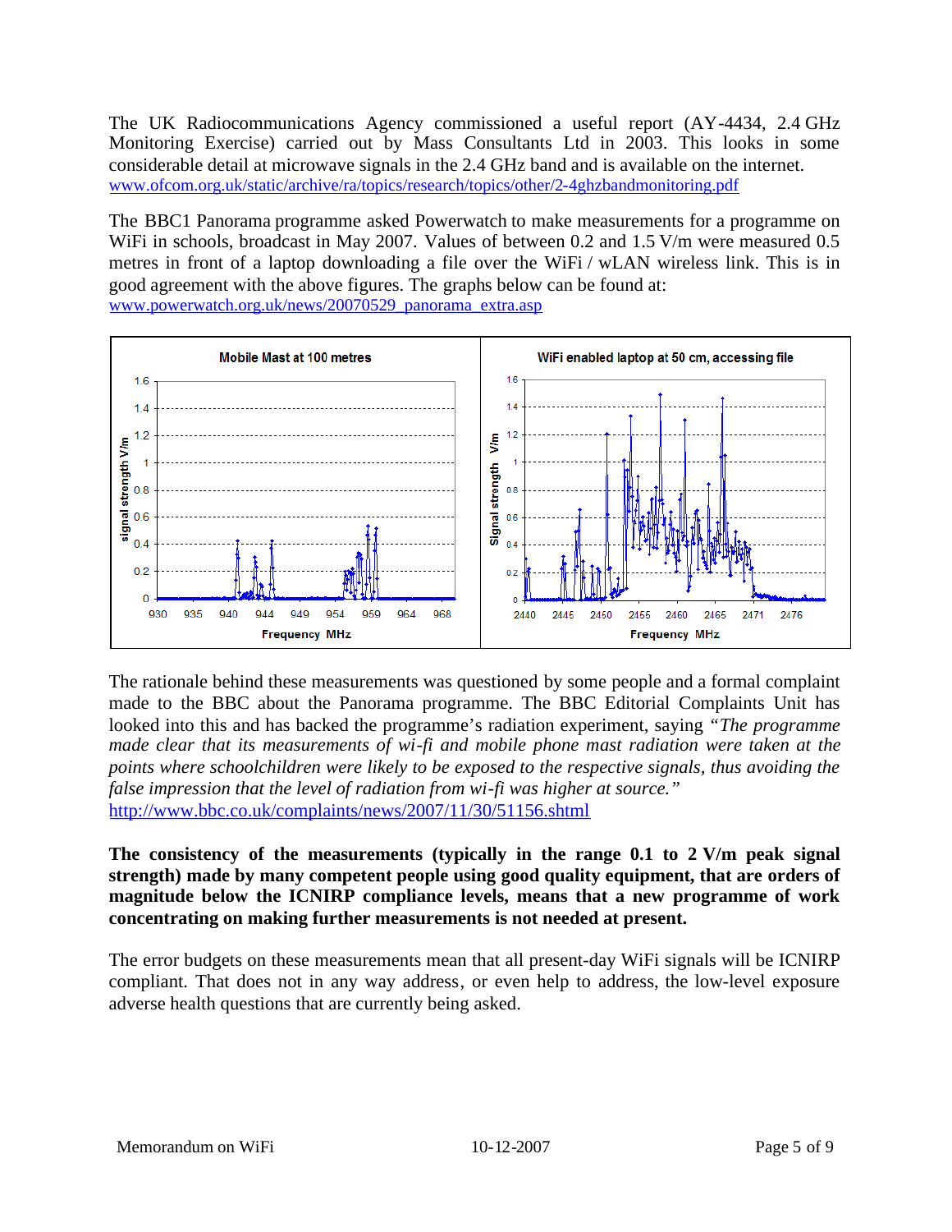The UK Radiocommunications Agency commissioned a useful report (AY-4434, 2.4 GHz Monitoring Exercise) carried out by Mass Consultants Ltd in 2003. This looks in some considerable detail at microwave signals in the 2.4 GHz band and is available on the internet.
www.ofcom.org.uk/static/archive/ra/topics/research/topics/other/2-4ghzbandmonitoring.pdf

The BBC1 Panorama programme asked Powerwatch to make measurements for a programme on WiFi in schools, broadcast in May 2007. Values of between 0.2 and 1.5 V/m were measured 0.5 metres in front of a laptop downloading a file over the WiFi / wLAN wireless link. This is in good agreement with the above figures. The graphs below can be found at:
www.powerwatch.org.uk/news/20070529_panorama_extra.asp

The rationale behind these measurements was questioned by some people and a formal complaint made to the BBC about the Panorama programme. The BBC Editorial Complaints Unit has looked into this and has backed the programme's radiation experiment, saying *"The programme made clear that its measurements of wi-fi and mobile phone mast radiation were taken at the points where schoolchildren were likely to be exposed to the respective signals, thus avoiding the false impression that the level of radiation from wi-fi was higher at source."*
http://www.bbc.co.uk/complaints/news/2007/11/30/51156.shtml

**The consistency of the measurements (typically in the range 0.1 to 2 V/m peak signal strength) made by many competent people using good quality equipment, that are orders of magnitude below the ICNIRP compliance levels, means that a new programme of work concentrating on making further measurements is not needed at present.**

The error budgets on these measurements mean that all present-day WiFi signals will be ICNIRP compliant. That does not in any way address, or even help to address, the low-level exposure adverse health questions that are currently being asked.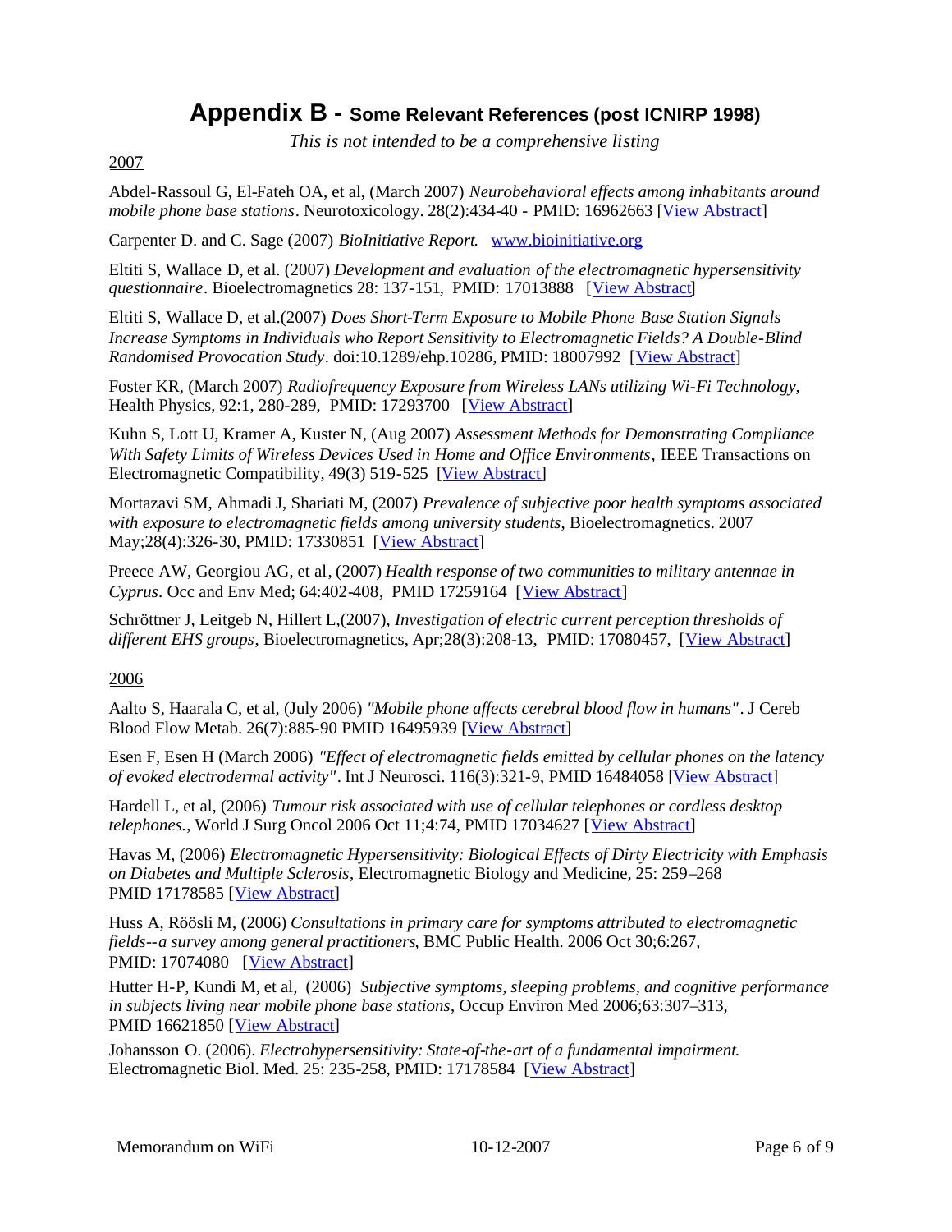# Appendix B - Some Relevant References (post ICNIRP 1998)

*This is not intended to be a comprehensive listing*

2007

Abdel-Rassoul G, El-Fateh OA, et al, (March 2007) *Neurobehavioral effects among inhabitants around mobile phone base stations*. Neurotoxicology. 28(2):434-40 - PMID: 16962663 [View Abstract]

Carpenter D. and C. Sage (2007) *BioInitiative Report*. www.bioinitiative.org

Eltiti S, Wallace D, et al. (2007) *Development and evaluation of the electromagnetic hypersensitivity questionnaire*. Bioelectromagnetics 28: 137-151, PMID: 17013888 [View Abstract]

Eltiti S, Wallace D, et al.(2007) *Does Short-Term Exposure to Mobile Phone Base Station Signals Increase Symptoms in Individuals who Report Sensitivity to Electromagnetic Fields? A Double-Blind Randomised Provocation Study*. doi:10.1289/ehp.10286, PMID: 18007992 [View Abstract]

Foster KR, (March 2007) *Radiofrequency Exposure from Wireless LANs utilizing Wi-Fi Technology*, Health Physics, 92:1, 280-289, PMID: 17293700 [View Abstract]

Kuhn S, Lott U, Kramer A, Kuster N, (Aug 2007) *Assessment Methods for Demonstrating Compliance With Safety Limits of Wireless Devices Used in Home and Office Environments*, IEEE Transactions on Electromagnetic Compatibility, 49(3) 519-525 [View Abstract]

Mortazavi SM, Ahmadi J, Shariati M, (2007) *Prevalence of subjective poor health symptoms associated with exposure to electromagnetic fields among university students*, Bioelectromagnetics. 2007 May;28(4):326-30, PMID: 17330851 [View Abstract]

Preece AW, Georgiou AG, et al, (2007) *Health response of two communities to military antennae in Cyprus*. Occ and Env Med; 64:402-408, PMID 17259164 [View Abstract]

Schröttner J, Leitgeb N, Hillert L,(2007), *Investigation of electric current perception thresholds of different EHS groups*, Bioelectromagnetics, Apr;28(3):208-13, PMID: 17080457, [View Abstract]

2006

Aalto S, Haarala C, et al, (July 2006) *"Mobile phone affects cerebral blood flow in humans"*. J Cereb Blood Flow Metab. 26(7):885-90 PMID 16495939 [View Abstract]

Esen F, Esen H (March 2006) *"Effect of electromagnetic fields emitted by cellular phones on the latency of evoked electrodermal activity"*. Int J Neurosci. 116(3):321-9, PMID 16484058 [View Abstract]

Hardell L, et al, (2006) *Tumour risk associated with use of cellular telephones or cordless desktop telephones.*, World J Surg Oncol 2006 Oct 11;4:74, PMID 17034627 [View Abstract]

Havas M, (2006) *Electromagnetic Hypersensitivity: Biological Effects of Dirty Electricity with Emphasis on Diabetes and Multiple Sclerosis*, Electromagnetic Biology and Medicine, 25: 259–268 PMID 17178585 [View Abstract]

Huss A, Röösli M, (2006) *Consultations in primary care for symptoms attributed to electromagnetic fields--a survey among general practitioners*, BMC Public Health. 2006 Oct 30;6:267, PMID: 17074080 [View Abstract]

Hutter H-P, Kundi M, et al, (2006) *Subjective symptoms, sleeping problems, and cognitive performance in subjects living near mobile phone base stations*, Occup Environ Med 2006;63:307–313, PMID 16621850 [View Abstract]

Johansson O. (2006). *Electrohypersensitivity: State-of-the-art of a fundamental impairment*. Electromagnetic Biol. Med. 25: 235-258, PMID: 17178584 [View Abstract]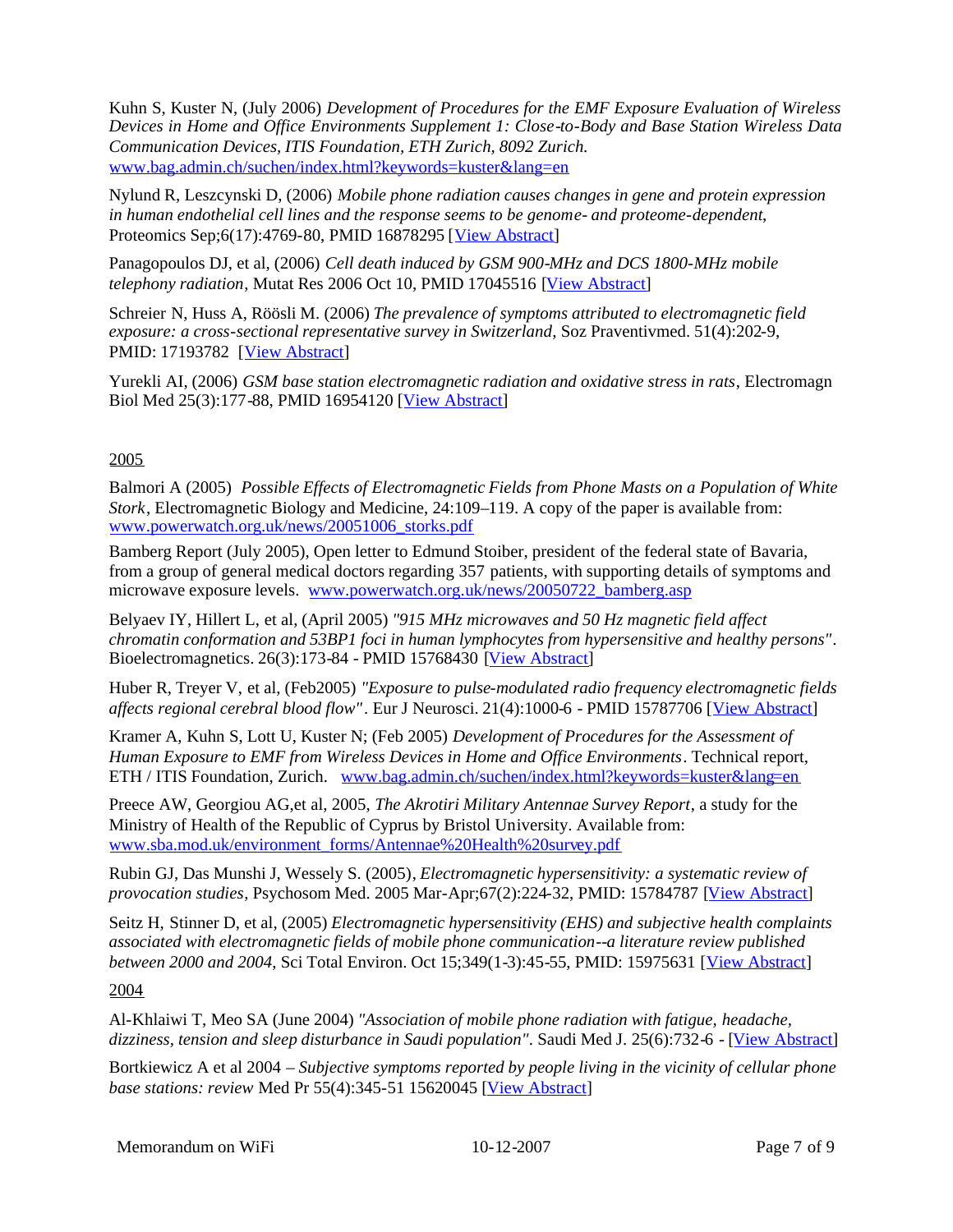Kuhn S, Kuster N, (July 2006) *Development of Procedures for the EMF Exposure Evaluation of Wireless Devices in Home and Office Environments Supplement 1: Close-to-Body and Base Station Wireless Data Communication Devices, ITIS Foundation, ETH Zurich, 8092 Zurich.* www.bag.admin.ch/suchen/index.html?keywords=kuster&lang=en

Nylund R, Leszcynski D, (2006) *Mobile phone radiation causes changes in gene and protein expression in human endothelial cell lines and the response seems to be genome- and proteome-dependent*, Proteomics Sep;6(17):4769-80, PMID 16878295 [View Abstract]

Panagopoulos DJ, et al, (2006) *Cell death induced by GSM 900-MHz and DCS 1800-MHz mobile telephony radiation*, Mutat Res 2006 Oct 10, PMID 17045516 [View Abstract]

Schreier N, Huss A, Röösli M. (2006) *The prevalence of symptoms attributed to electromagnetic field exposure: a cross-sectional representative survey in Switzerland*, Soz Praventivmed. 51(4):202-9, PMID: 17193782 [View Abstract]

Yurekli AI, (2006) *GSM base station electromagnetic radiation and oxidative stress in rats*, Electromagn Biol Med 25(3):177-88, PMID 16954120 [View Abstract]

2005

Balmori A (2005) *Possible Effects of Electromagnetic Fields from Phone Masts on a Population of White Stork*, Electromagnetic Biology and Medicine, 24:109–119. A copy of the paper is available from: www.powerwatch.org.uk/news/20051006_storks.pdf

Bamberg Report (July 2005), Open letter to Edmund Stoiber, president of the federal state of Bavaria, from a group of general medical doctors regarding 357 patients, with supporting details of symptoms and microwave exposure levels. www.powerwatch.org.uk/news/20050722_bamberg.asp

Belyaev IY, Hillert L, et al, (April 2005) *"915 MHz microwaves and 50 Hz magnetic field affect chromatin conformation and 53BP1 foci in human lymphocytes from hypersensitive and healthy persons"*. Bioelectromagnetics. 26(3):173-84 - PMID 15768430 [View Abstract]

Huber R, Treyer V, et al, (Feb2005) *"Exposure to pulse-modulated radio frequency electromagnetic fields affects regional cerebral blood flow"*. Eur J Neurosci. 21(4):1000-6 - PMID 15787706 [View Abstract]

Kramer A, Kuhn S, Lott U, Kuster N; (Feb 2005) *Development of Procedures for the Assessment of Human Exposure to EMF from Wireless Devices in Home and Office Environments*. Technical report, ETH / ITIS Foundation, Zurich. www.bag.admin.ch/suchen/index.html?keywords=kuster&lang=en

Preece AW, Georgiou AG,et al, 2005, *The Akrotiri Military Antennae Survey Report*, a study for the Ministry of Health of the Republic of Cyprus by Bristol University. Available from: www.sba.mod.uk/environment_forms/Antennae%20Health%20survey.pdf

Rubin GJ, Das Munshi J, Wessely S. (2005), *Electromagnetic hypersensitivity: a systematic review of provocation studies*, Psychosom Med. 2005 Mar-Apr;67(2):224-32, PMID: 15784787 [View Abstract]

Seitz H, Stinner D, et al, (2005) *Electromagnetic hypersensitivity (EHS) and subjective health complaints associated with electromagnetic fields of mobile phone communication--a literature review published between 2000 and 2004*, Sci Total Environ. Oct 15;349(1-3):45-55, PMID: 15975631 [View Abstract]

2004

Al-Khlaiwi T, Meo SA (June 2004) *"Association of mobile phone radiation with fatigue, headache, dizziness, tension and sleep disturbance in Saudi population"*. Saudi Med J. 25(6):732-6 - [View Abstract]

Bortkiewicz A et al 2004 – *Subjective symptoms reported by people living in the vicinity of cellular phone base stations: review* Med Pr 55(4):345-51 15620045 [View Abstract]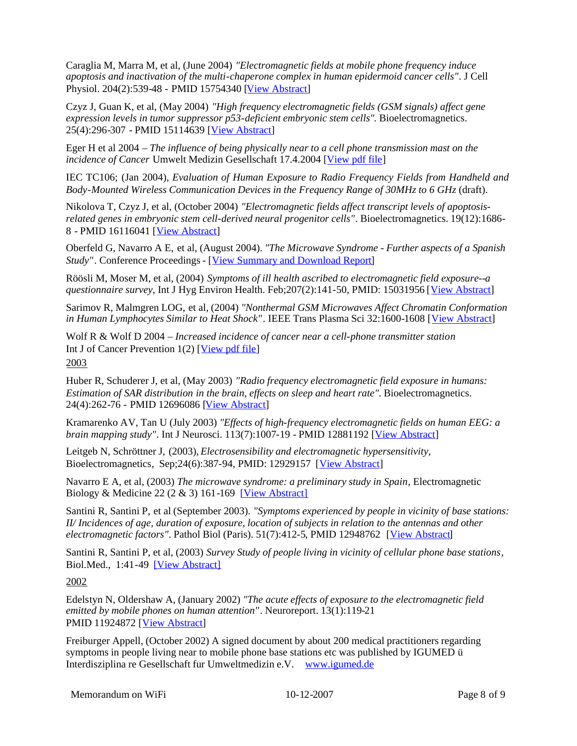Caraglia M, Marra M, et al, (June 2004) *"Electromagnetic fields at mobile phone frequency induce apoptosis and inactivation of the multi-chaperone complex in human epidermoid cancer cells"*. J Cell Physiol. 204(2):539-48 - PMID 15754340 [View Abstract]

Czyz J, Guan K, et al, (May 2004) *"High frequency electromagnetic fields (GSM signals) affect gene expression levels in tumor suppressor p53-deficient embryonic stem cells"*. Bioelectromagnetics. 25(4):296-307 - PMID 15114639 [View Abstract]

Eger H et al 2004 – *The influence of being physically near to a cell phone transmission mast on the incidence of Cancer* Umwelt Medizin Gesellschaft 17.4.2004 [View pdf file]

IEC TC106; (Jan 2004), *Evaluation of Human Exposure to Radio Frequency Fields from Handheld and Body-Mounted Wireless Communication Devices in the Frequency Range of 30MHz to 6 GHz* (draft).

Nikolova T, Czyz J, et al, (October 2004) *"Electromagnetic fields affect transcript levels of apoptosis-related genes in embryonic stem cell-derived neural progenitor cells"*. Bioelectromagnetics. 19(12):1686-8 - PMID 16116041 [View Abstract]

Oberfeld G, Navarro A E, et al, (August 2004). *"The Microwave Syndrome - Further aspects of a Spanish Study"*. Conference Proceedings - [View Summary and Download Report]

Röösli M, Moser M, et al, (2004) *Symptoms of ill health ascribed to electromagnetic field exposure--a questionnaire survey*, Int J Hyg Environ Health. Feb;207(2):141-50, PMID: 15031956 [View Abstract]

Sarimov R, Malmgren LOG, et al, (2004) *"Nonthermal GSM Microwaves Affect Chromatin Conformation in Human Lymphocytes Similar to Heat Shock"*. IEEE Trans Plasma Sci 32:1600-1608 [View Abstract]

Wolf R & Wolf D 2004 – *Increased incidence of cancer near a cell-phone transmitter station* Int J of Cancer Prevention 1(2) [View pdf file]

2003

Huber R, Schuderer J, et al, (May 2003) *"Radio frequency electromagnetic field exposure in humans: Estimation of SAR distribution in the brain, effects on sleep and heart rate"*. Bioelectromagnetics. 24(4):262-76 - PMID 12696086 [View Abstract]

Kramarenko AV, Tan U (July 2003) *"Effects of high-frequency electromagnetic fields on human EEG: a brain mapping study"*. Int J Neurosci. 113(7):1007-19 - PMID 12881192 [View Abstract]

Leitgeb N, Schröttner J, (2003), *Electrosensibility and electromagnetic hypersensitivity*, Bioelectromagnetics, Sep;24(6):387-94, PMID: 12929157 [View Abstract]

Navarro E A, et al, (2003) *The microwave syndrome: a preliminary study in Spain*, Electromagnetic Biology & Medicine 22 (2 & 3) 161-169 [View Abstract]

Santini R, Santini P, et al (September 2003). *"Symptoms experienced by people in vicinity of base stations: II/ Incidences of age, duration of exposure, location of subjects in relation to the antennas and other electromagnetic factors"*. Pathol Biol (Paris). 51(7):412-5, PMID 12948762 [View Abstract]

Santini R, Santini P, et al, (2003) *Survey Study of people living in vicinity of cellular phone base stations*, Biol.Med., 1:41-49 [View Abstract]

2002

Edelstyn N, Oldershaw A, (January 2002) *"The acute effects of exposure to the electromagnetic field emitted by mobile phones on human attention"*. Neuroreport. 13(1):119-21 PMID 11924872 [View Abstract]

Freiburger Appell, (October 2002) A signed document by about 200 medical practitioners regarding symptoms in people living near to mobile phone base stations etc was published by IGUMED ü Interdisziplina re Gesellschaft fur Umweltmedizin e.V. www.igumed.de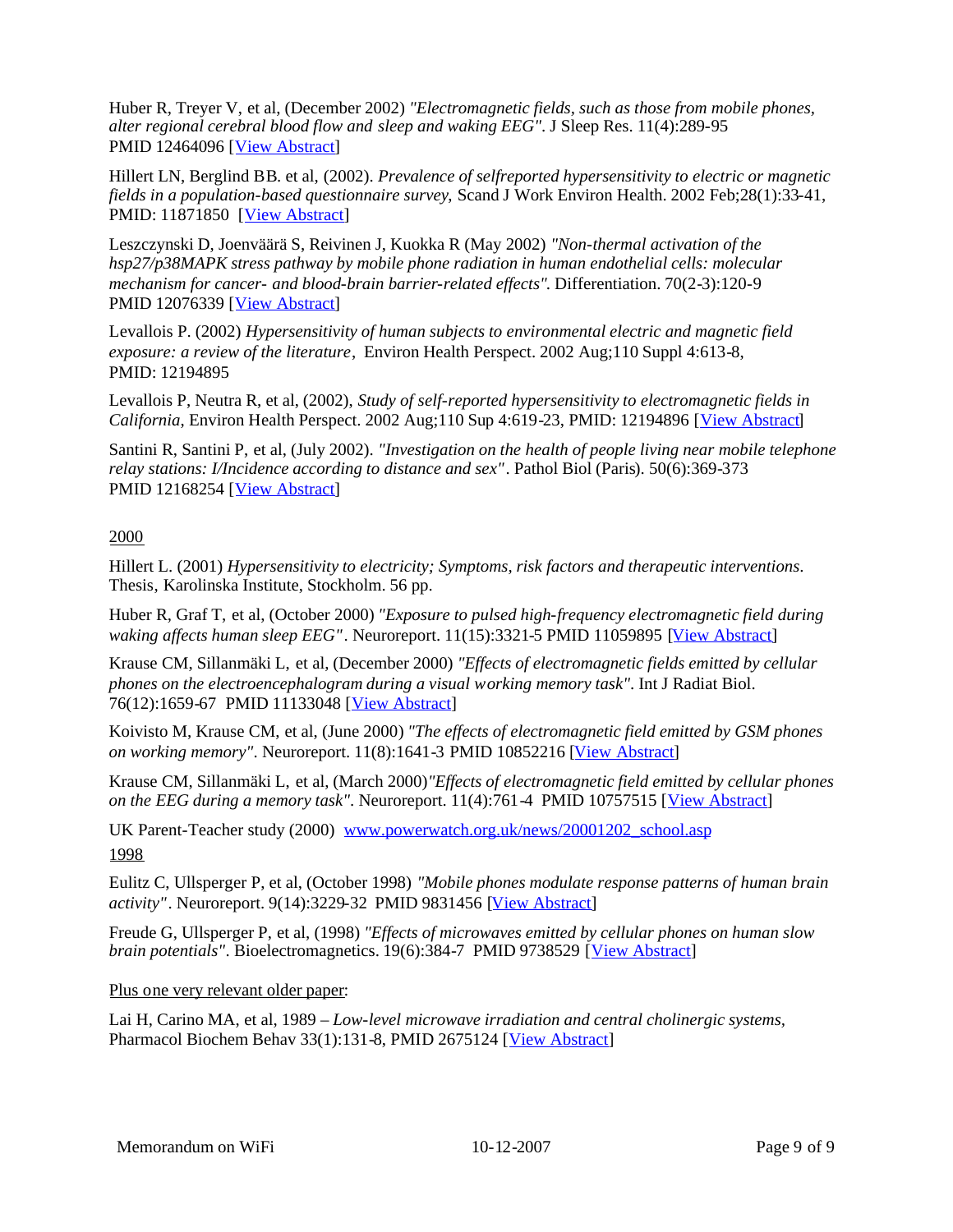Huber R, Treyer V, et al, (December 2002) *"Electromagnetic fields, such as those from mobile phones, alter regional cerebral blood flow and sleep and waking EEG"*. J Sleep Res. 11(4):289-95 PMID 12464096 [View Abstract]

Hillert LN, Berglind BB. et al, (2002). *Prevalence of selfreported hypersensitivity to electric or magnetic fields in a population-based questionnaire survey,* Scand J Work Environ Health. 2002 Feb;28(1):33-41, PMID: 11871850 [View Abstract]

Leszczynski D, Joenväärä S, Reivinen J, Kuokka R (May 2002) *"Non-thermal activation of the hsp27/p38MAPK stress pathway by mobile phone radiation in human endothelial cells: molecular mechanism for cancer- and blood-brain barrier-related effects"*. Differentiation. 70(2-3):120-9 PMID 12076339 [View Abstract]

Levallois P. (2002) *Hypersensitivity of human subjects to environmental electric and magnetic field exposure: a review of the literature*, Environ Health Perspect. 2002 Aug;110 Suppl 4:613-8, PMID: 12194895

Levallois P, Neutra R, et al, (2002), *Study of self-reported hypersensitivity to electromagnetic fields in California*, Environ Health Perspect. 2002 Aug;110 Sup 4:619-23, PMID: 12194896 [View Abstract]

Santini R, Santini P, et al, (July 2002). *"Investigation on the health of people living near mobile telephone relay stations: I/Incidence according to distance and sex"*. Pathol Biol (Paris). 50(6):369-373 PMID 12168254 [View Abstract]

2000

Hillert L. (2001) *Hypersensitivity to electricity; Symptoms, risk factors and therapeutic interventions*. Thesis, Karolinska Institute, Stockholm. 56 pp.

Huber R, Graf T, et al, (October 2000) *"Exposure to pulsed high-frequency electromagnetic field during waking affects human sleep EEG"*. Neuroreport. 11(15):3321-5 PMID 11059895 [View Abstract]

Krause CM, Sillanmäki L, et al, (December 2000) *"Effects of electromagnetic fields emitted by cellular phones on the electroencephalogram during a visual working memory task"*. Int J Radiat Biol. 76(12):1659-67 PMID 11133048 [View Abstract]

Koivisto M, Krause CM, et al, (June 2000) *"The effects of electromagnetic field emitted by GSM phones on working memory"*. Neuroreport. 11(8):1641-3 PMID 10852216 [View Abstract]

Krause CM, Sillanmäki L, et al, (March 2000)*"Effects of electromagnetic field emitted by cellular phones on the EEG during a memory task"*. Neuroreport. 11(4):761-4 PMID 10757515 [View Abstract]

UK Parent-Teacher study (2000) www.powerwatch.org.uk/news/20001202_school.asp

1998

Eulitz C, Ullsperger P, et al, (October 1998) *"Mobile phones modulate response patterns of human brain activity"*. Neuroreport. 9(14):3229-32 PMID 9831456 [View Abstract]

Freude G, Ullsperger P, et al, (1998) *"Effects of microwaves emitted by cellular phones on human slow brain potentials"*. Bioelectromagnetics. 19(6):384-7 PMID 9738529 [View Abstract]

Plus one very relevant older paper:

Lai H, Carino MA, et al, 1989 – *Low-level microwave irradiation and central cholinergic systems*, Pharmacol Biochem Behav 33(1):131-8, PMID 2675124 [View Abstract]